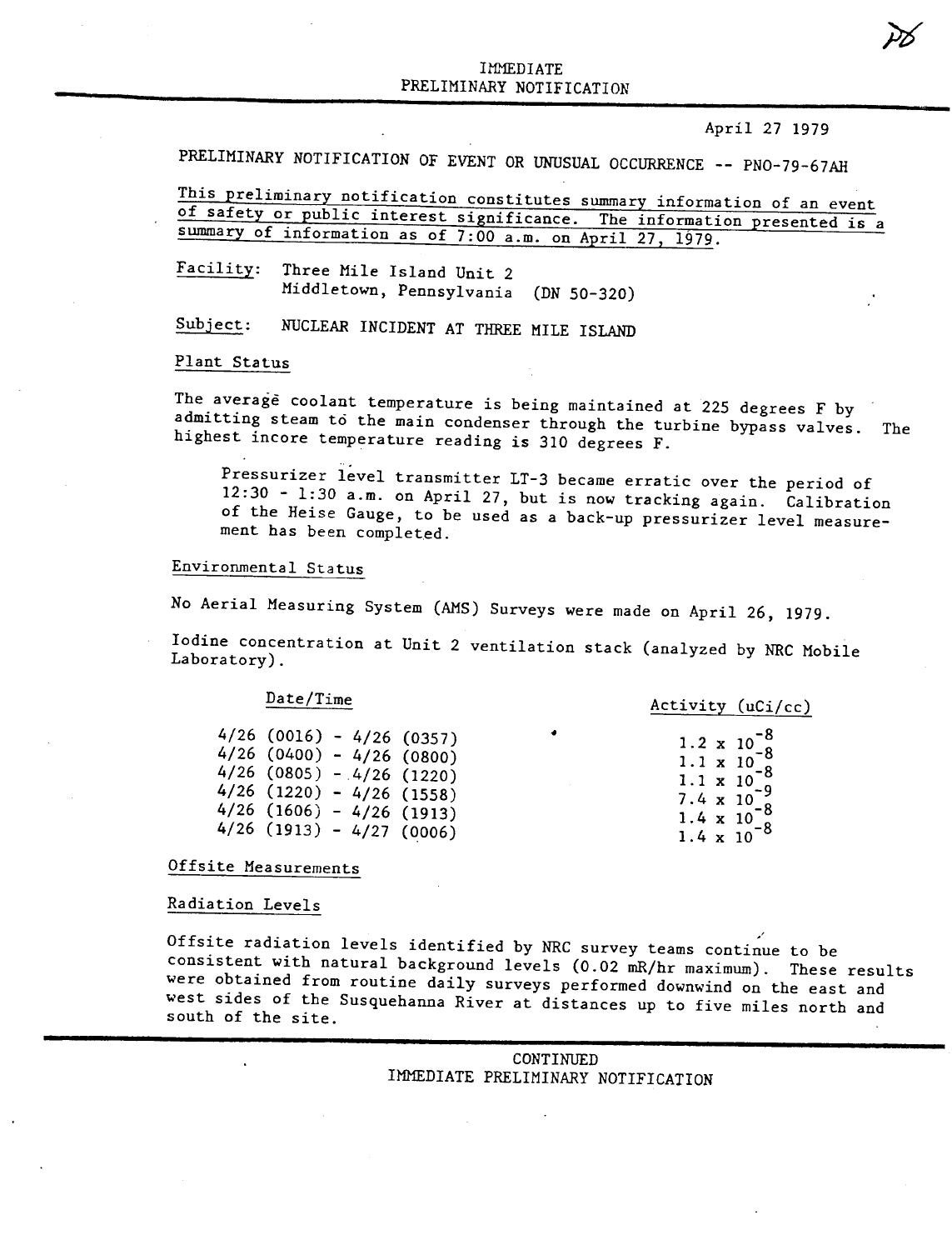# IMMEDIATE PRELIMINARY NOTIFICATION

April 27 1979

PRELIMINARY NOTIFICATION OF EVENT OR UNUSUAL OCCURRENCE -- PNO-79-67AH

This preliminary notification constitutes summary information of an event of safety or public interest significance. The information presented is a summary of information as of 7:00 a.m. on April 27, 1979.

Facility: Three Mile Island Unit 2
Middletown, Pennsylvania (DN 50-320)

Subject: NUCLEAR INCIDENT AT THREE MILE ISLAND

## Plant Status

The average coolant temperature is being maintained at 225 degrees F by admitting steam to the main condenser through the turbine bypass valves. The highest incore temperature reading is 310 degrees F.

Pressurizer level transmitter LT-3 became erratic over the period of 12:30 - 1:30 a.m. on April 27, but is now tracking again. Calibration of the Heise Gauge, to be used as a back-up pressurizer level measurement has been completed.

## Environmental Status

No Aerial Measuring System (AMS) Surveys were made on April 26, 1979.

Iodine concentration at Unit 2 ventilation stack (analyzed by NRC Mobile Laboratory).

| Date/Time | Activity (uCi/cc) |
|---|---|
| 4/26 (0016) - 4/26 (0357) | $1.2 \times 10^{-8}$ |
| 4/26 (0400) - 4/26 (0800) | $1.1 \times 10^{-8}$ |
| 4/26 (0805) - 4/26 (1220) | $1.1 \times 10^{-8}$ |
| 4/26 (1220) - 4/26 (1558) | $7.4 \times 10^{-9}$ |
| 4/26 (1606) - 4/26 (1913) | $1.4 \times 10^{-8}$ |
| 4/26 (1913) - 4/27 (0006) | $1.4 \times 10^{-8}$ |

## Offsite Measurements

### Radiation Levels

Offsite radiation levels identified by NRC survey teams continue to be consistent with natural background levels (0.02 mR/hr maximum). These results were obtained from routine daily surveys performed downwind on the east and west sides of the Susquehanna River at distances up to five miles north and south of the site.

CONTINUED
IMMEDIATE PRELIMINARY NOTIFICATION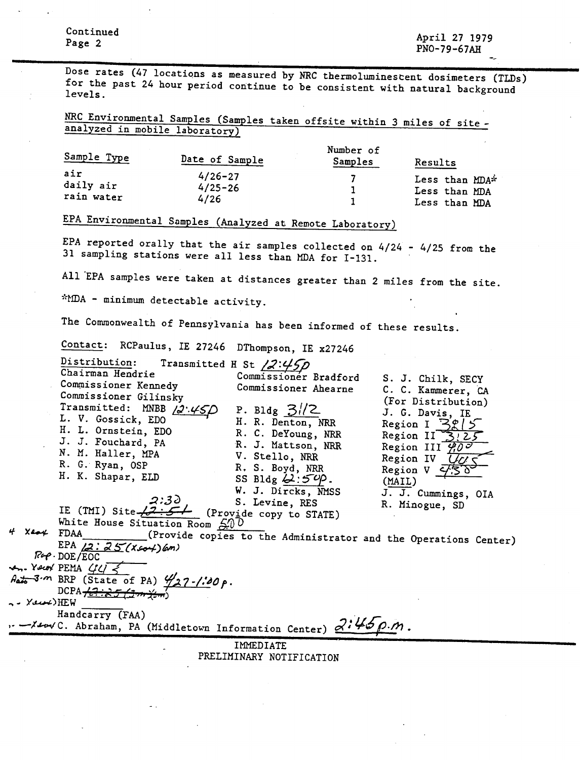Continued
Page 2

April 27 1979
PNO-79-67AH

Dose rates (47 locations as measured by NRC thermoluminescent dosimeters (TLDs) for the past 24 hour period continue to be consistent with natural background levels.

NRC Environmental Samples (Samples taken offsite within 3 miles of site - analyzed in mobile laboratory)

| Sample Type | Date of Sample | Number of Samples | Results |
|---|---|---|---|
| air | 4/26-27 | 7 | Less than MDA* |
| daily air | 4/25-26 | 1 | Less than MDA |
| rain water | 4/26 | 1 | Less than MDA |

EPA Environmental Samples (Analyzed at Remote Laboratory)

EPA reported orally that the air samples collected on 4/24 - 4/25 from the 31 sampling stations were all less than MDA for I-131.

All EPA samples were taken at distances greater than 2 miles from the site.

*MDA - minimum detectable activity.

The Commonwealth of Pennsylvania has been informed of these results.

Contact: RCPaulus, IE 27246 DThompson, IE x27246

Distribution: Transmitted H St 12:45p

Chairman Hendrie
Commissioner Kennedy
Commissioner Gilinsky
Commissioner Bradford
Commissioner Ahearne
S. J. Chilk, SECY
C. C. Kammerer, CA (For Distribution)

Transmitted: MNBB 12:45p
L. V. Gossick, EDO
H. L. Ornstein, EDO
J. J. Fouchard, PA
N. M. Haller, MPA
R. G. Ryan, OSP
H. K. Shapar, ELD

P. Bldg 3:12
H. R. Denton, NRR
R. C. DeYoung, NRR
R. J. Mattson, NRR
V. Stello, NRR
R. S. Boyd, NRR
SS Bldg 12:50p.
W. J. Dircks, NMSS
S. Levine, RES

J. G. Davis, IE
Region I 3:15
Region II 3:25
Region III 4:00
Region IV 4:05
Region V 4:30
(MAIL)
J. J. Cummings, OIA
R. Minogue, SD

IE (TMI) Site ~~12:51~~ 2:30 (Provide copy to STATE)
White House Situation Room 5:00
4 Xerox FDAA \_\_\_\_\_\_\_\_\_\_ (Provide copies to the Administrator and the Operations Center)
EPA 12:25 (Xerox) 6m)
Rep. DOE/EOC
Xerox PEMA 4:15
Auto 3-m BRP (State of PA) 4/27-1:00p.
DCPA ~~12:25 (3m Xer)~~
Xerox HEW
Handcarry (FAA)
Xerox C. Abraham, PA (Middletown Information Center) 2:45p.m.

IMMEDIATE
PRELIMINARY NOTIFICATION